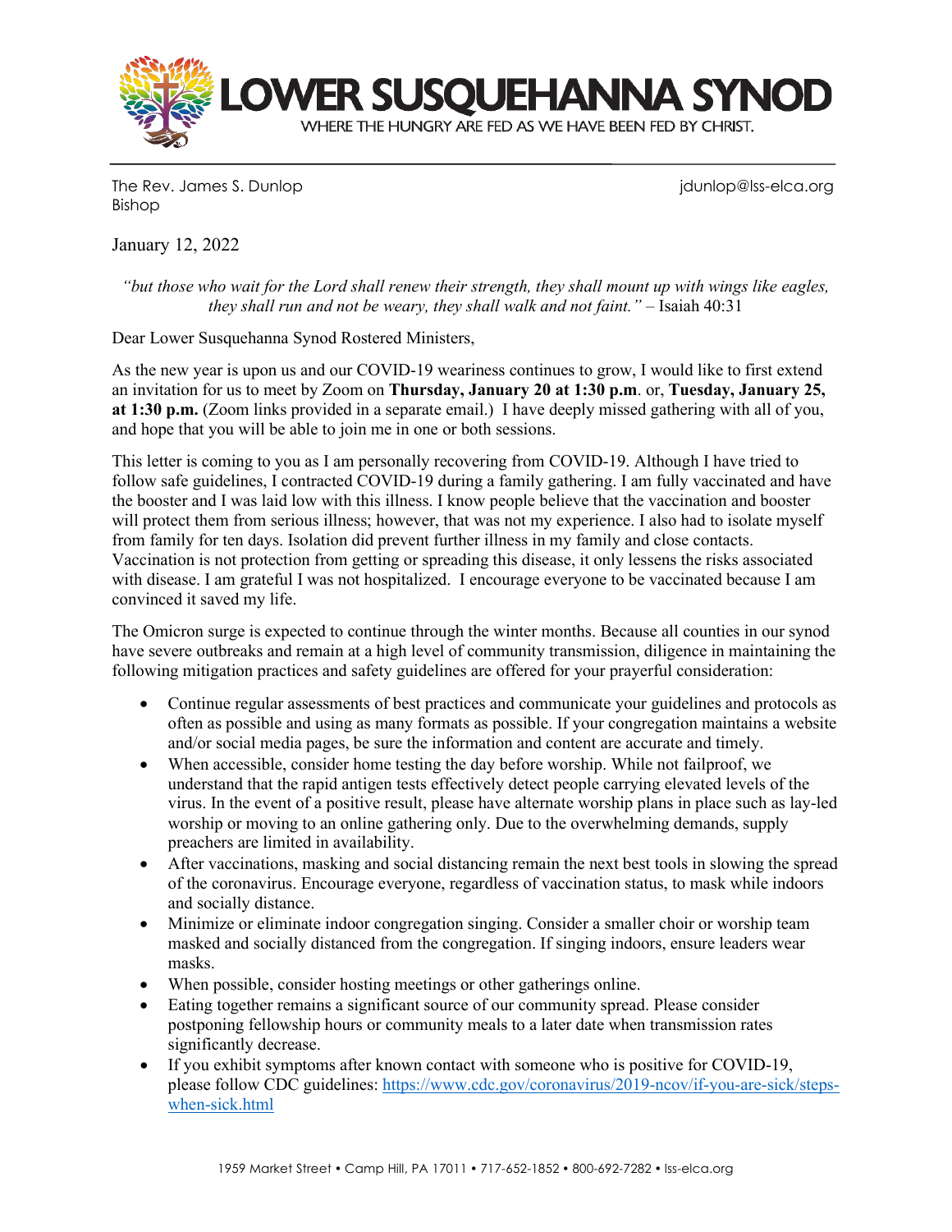# LOWER SUSQUEHANNA SYNOD

WHERE THE HUNGRY ARE FED AS WE HAVE BEEN FED BY CHRIST.

The Rev. James S. Dunlop
Bishop

jdunlop@lss-elca.org

January 12, 2022

*"but those who wait for the Lord shall renew their strength, they shall mount up with wings like eagles, they shall run and not be weary, they shall walk and not faint."* – Isaiah 40:31

Dear Lower Susquehanna Synod Rostered Ministers,

As the new year is upon us and our COVID-19 weariness continues to grow, I would like to first extend an invitation for us to meet by Zoom on **Thursday, January 20 at 1:30 p.m**. or, **Tuesday, January 25, at 1:30 p.m.** (Zoom links provided in a separate email.) I have deeply missed gathering with all of you, and hope that you will be able to join me in one or both sessions.

This letter is coming to you as I am personally recovering from COVID-19. Although I have tried to follow safe guidelines, I contracted COVID-19 during a family gathering. I am fully vaccinated and have the booster and I was laid low with this illness. I know people believe that the vaccination and booster will protect them from serious illness; however, that was not my experience. I also had to isolate myself from family for ten days. Isolation did prevent further illness in my family and close contacts. Vaccination is not protection from getting or spreading this disease, it only lessens the risks associated with disease. I am grateful I was not hospitalized. I encourage everyone to be vaccinated because I am convinced it saved my life.

The Omicron surge is expected to continue through the winter months. Because all counties in our synod have severe outbreaks and remain at a high level of community transmission, diligence in maintaining the following mitigation practices and safety guidelines are offered for your prayerful consideration:

- Continue regular assessments of best practices and communicate your guidelines and protocols as often as possible and using as many formats as possible. If your congregation maintains a website and/or social media pages, be sure the information and content are accurate and timely.
- When accessible, consider home testing the day before worship. While not failproof, we understand that the rapid antigen tests effectively detect people carrying elevated levels of the virus. In the event of a positive result, please have alternate worship plans in place such as lay-led worship or moving to an online gathering only. Due to the overwhelming demands, supply preachers are limited in availability.
- After vaccinations, masking and social distancing remain the next best tools in slowing the spread of the coronavirus. Encourage everyone, regardless of vaccination status, to mask while indoors and socially distance.
- Minimize or eliminate indoor congregation singing. Consider a smaller choir or worship team masked and socially distanced from the congregation. If singing indoors, ensure leaders wear masks.
- When possible, consider hosting meetings or other gatherings online.
- Eating together remains a significant source of our community spread. Please consider postponing fellowship hours or community meals to a later date when transmission rates significantly decrease.
- If you exhibit symptoms after known contact with someone who is positive for COVID-19, please follow CDC guidelines: [https://www.cdc.gov/coronavirus/2019-ncov/if-you-are-sick/steps-when-sick.html](https://www.cdc.gov/coronavirus/2019-ncov/if-you-are-sick/steps-when-sick.html)

1959 Market Street • Camp Hill, PA 17011 • 717-652-1852 • 800-692-7282 • lss-elca.org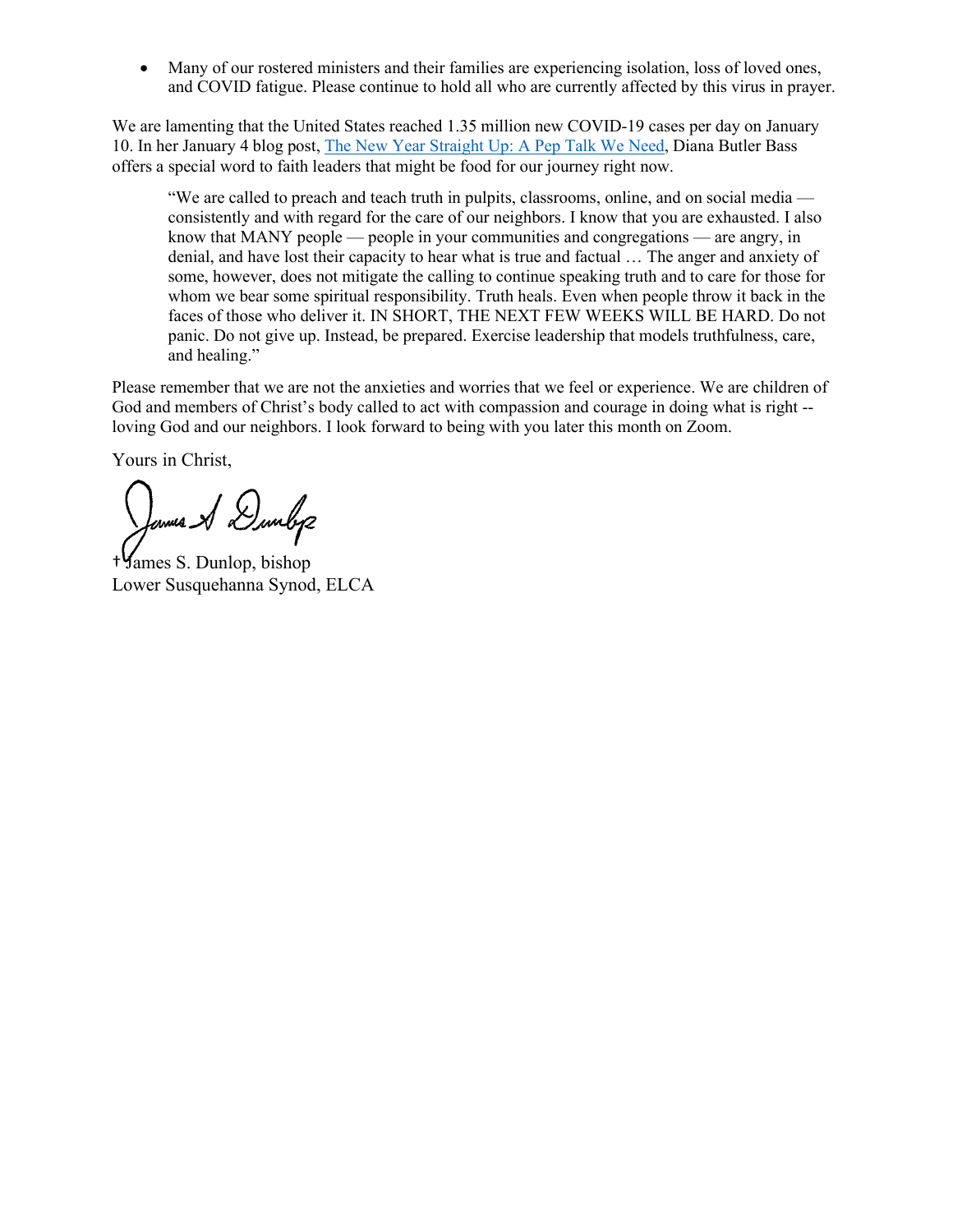- Many of our rostered ministers and their families are experiencing isolation, loss of loved ones, and COVID fatigue. Please continue to hold all who are currently affected by this virus in prayer.

We are lamenting that the United States reached 1.35 million new COVID-19 cases per day on January 10. In her January 4 blog post, The New Year Straight Up: A Pep Talk We Need, Diana Butler Bass offers a special word to faith leaders that might be food for our journey right now.

> "We are called to preach and teach truth in pulpits, classrooms, online, and on social media — consistently and with regard for the care of our neighbors. I know that you are exhausted. I also know that MANY people — people in your communities and congregations — are angry, in denial, and have lost their capacity to hear what is true and factual … The anger and anxiety of some, however, does not mitigate the calling to continue speaking truth and to care for those for whom we bear some spiritual responsibility. Truth heals. Even when people throw it back in the faces of those who deliver it. IN SHORT, THE NEXT FEW WEEKS WILL BE HARD. Do not panic. Do not give up. Instead, be prepared. Exercise leadership that models truthfulness, care, and healing."

Please remember that we are not the anxieties and worries that we feel or experience. We are children of God and members of Christ's body called to act with compassion and courage in doing what is right -- loving God and our neighbors. I look forward to being with you later this month on Zoom.

Yours in Christ,

†James S. Dunlop, bishop
Lower Susquehanna Synod, ELCA